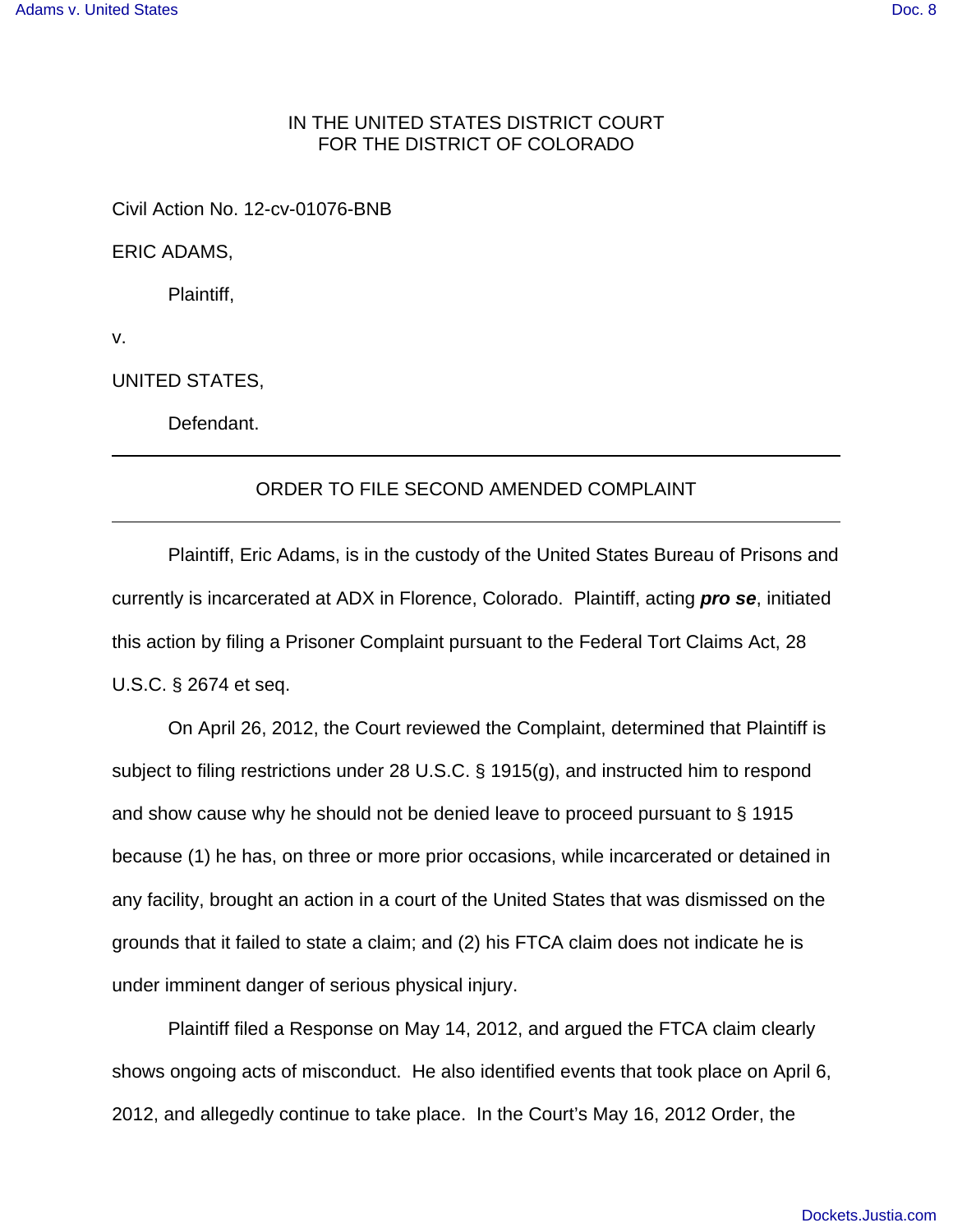IN THE UNITED STATES DISTRICT COURT
FOR THE DISTRICT OF COLORADO

Civil Action No. 12-cv-01076-BNB

ERIC ADAMS,

Plaintiff,

v.

UNITED STATES,

Defendant.

---

ORDER TO FILE SECOND AMENDED COMPLAINT

---

Plaintiff, Eric Adams, is in the custody of the United States Bureau of Prisons and currently is incarcerated at ADX in Florence, Colorado. Plaintiff, acting ***pro se***, initiated this action by filing a Prisoner Complaint pursuant to the Federal Tort Claims Act, 28 U.S.C. § 2674 et seq.

On April 26, 2012, the Court reviewed the Complaint, determined that Plaintiff is subject to filing restrictions under 28 U.S.C. § 1915(g), and instructed him to respond and show cause why he should not be denied leave to proceed pursuant to § 1915 because (1) he has, on three or more prior occasions, while incarcerated or detained in any facility, brought an action in a court of the United States that was dismissed on the grounds that it failed to state a claim; and (2) his FTCA claim does not indicate he is under imminent danger of serious physical injury.

Plaintiff filed a Response on May 14, 2012, and argued the FTCA claim clearly shows ongoing acts of misconduct. He also identified events that took place on April 6, 2012, and allegedly continue to take place. In the Court's May 16, 2012 Order, the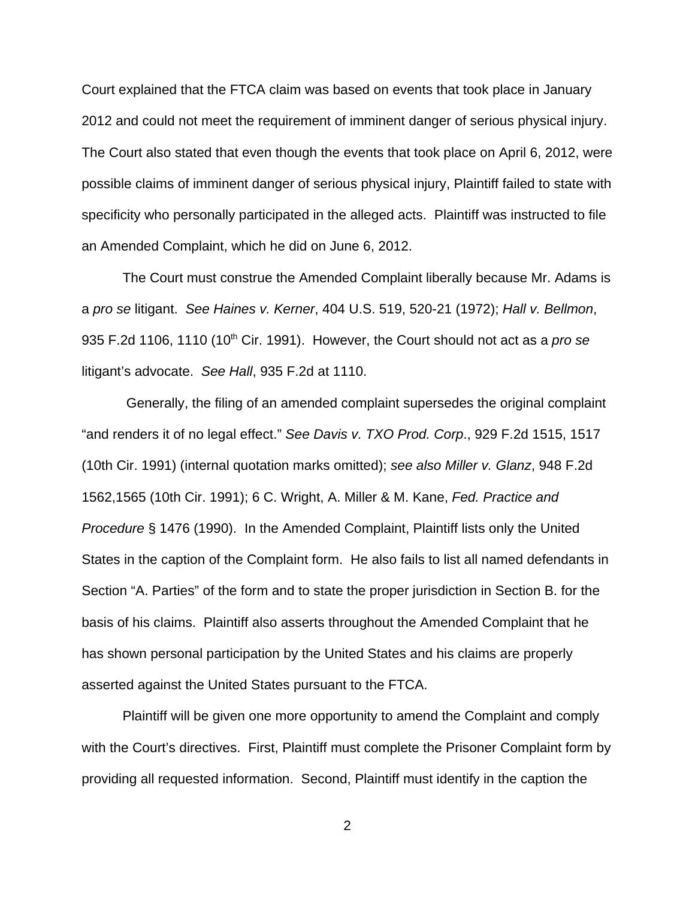Court explained that the FTCA claim was based on events that took place in January 2012 and could not meet the requirement of imminent danger of serious physical injury. The Court also stated that even though the events that took place on April 6, 2012, were possible claims of imminent danger of serious physical injury, Plaintiff failed to state with specificity who personally participated in the alleged acts. Plaintiff was instructed to file an Amended Complaint, which he did on June 6, 2012.

The Court must construe the Amended Complaint liberally because Mr. Adams is a *pro se* litigant. *See Haines v. Kerner*, 404 U.S. 519, 520-21 (1972); *Hall v. Bellmon*, 935 F.2d 1106, 1110 (10th Cir. 1991). However, the Court should not act as a *pro se* litigant's advocate. *See Hall*, 935 F.2d at 1110.

Generally, the filing of an amended complaint supersedes the original complaint "and renders it of no legal effect." *See Davis v. TXO Prod. Corp*., 929 F.2d 1515, 1517 (10th Cir. 1991) (internal quotation marks omitted); *see also Miller v. Glanz*, 948 F.2d 1562,1565 (10th Cir. 1991); 6 C. Wright, A. Miller & M. Kane, *Fed. Practice and Procedure* § 1476 (1990). In the Amended Complaint, Plaintiff lists only the United States in the caption of the Complaint form. He also fails to list all named defendants in Section "A. Parties" of the form and to state the proper jurisdiction in Section B. for the basis of his claims. Plaintiff also asserts throughout the Amended Complaint that he has shown personal participation by the United States and his claims are properly asserted against the United States pursuant to the FTCA.

Plaintiff will be given one more opportunity to amend the Complaint and comply with the Court's directives. First, Plaintiff must complete the Prisoner Complaint form by providing all requested information. Second, Plaintiff must identify in the caption the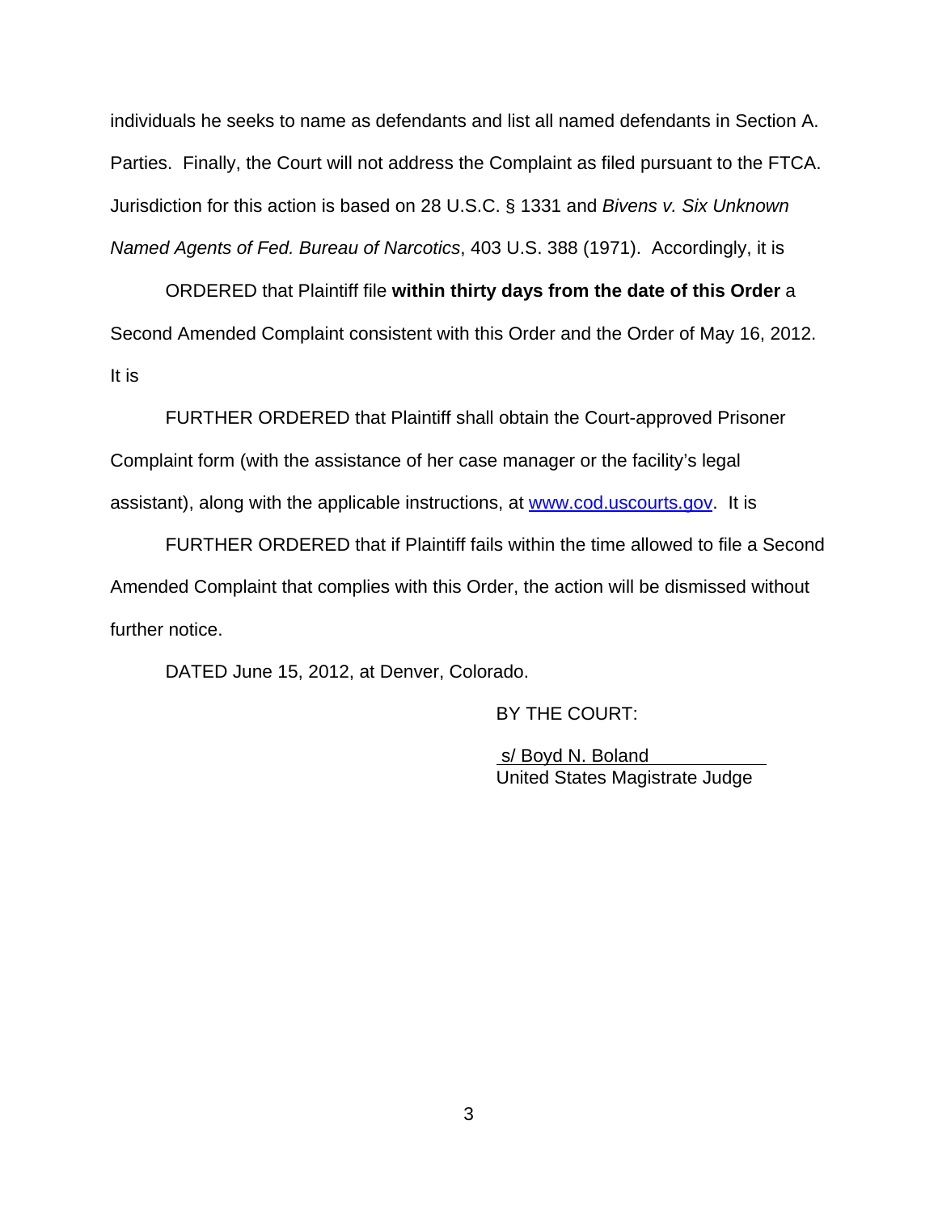individuals he seeks to name as defendants and list all named defendants in Section A. Parties. Finally, the Court will not address the Complaint as filed pursuant to the FTCA. Jurisdiction for this action is based on 28 U.S.C. § 1331 and *Bivens v. Six Unknown Named Agents of Fed. Bureau of Narcotics*, 403 U.S. 388 (1971). Accordingly, it is

ORDERED that Plaintiff file **within thirty days from the date of this Order** a Second Amended Complaint consistent with this Order and the Order of May 16, 2012. It is

FURTHER ORDERED that Plaintiff shall obtain the Court-approved Prisoner Complaint form (with the assistance of her case manager or the facility's legal assistant), along with the applicable instructions, at www.cod.uscourts.gov. It is

FURTHER ORDERED that if Plaintiff fails within the time allowed to file a Second Amended Complaint that complies with this Order, the action will be dismissed without further notice.

DATED June 15, 2012, at Denver, Colorado.

BY THE COURT:

s/ Boyd N. Boland
United States Magistrate Judge